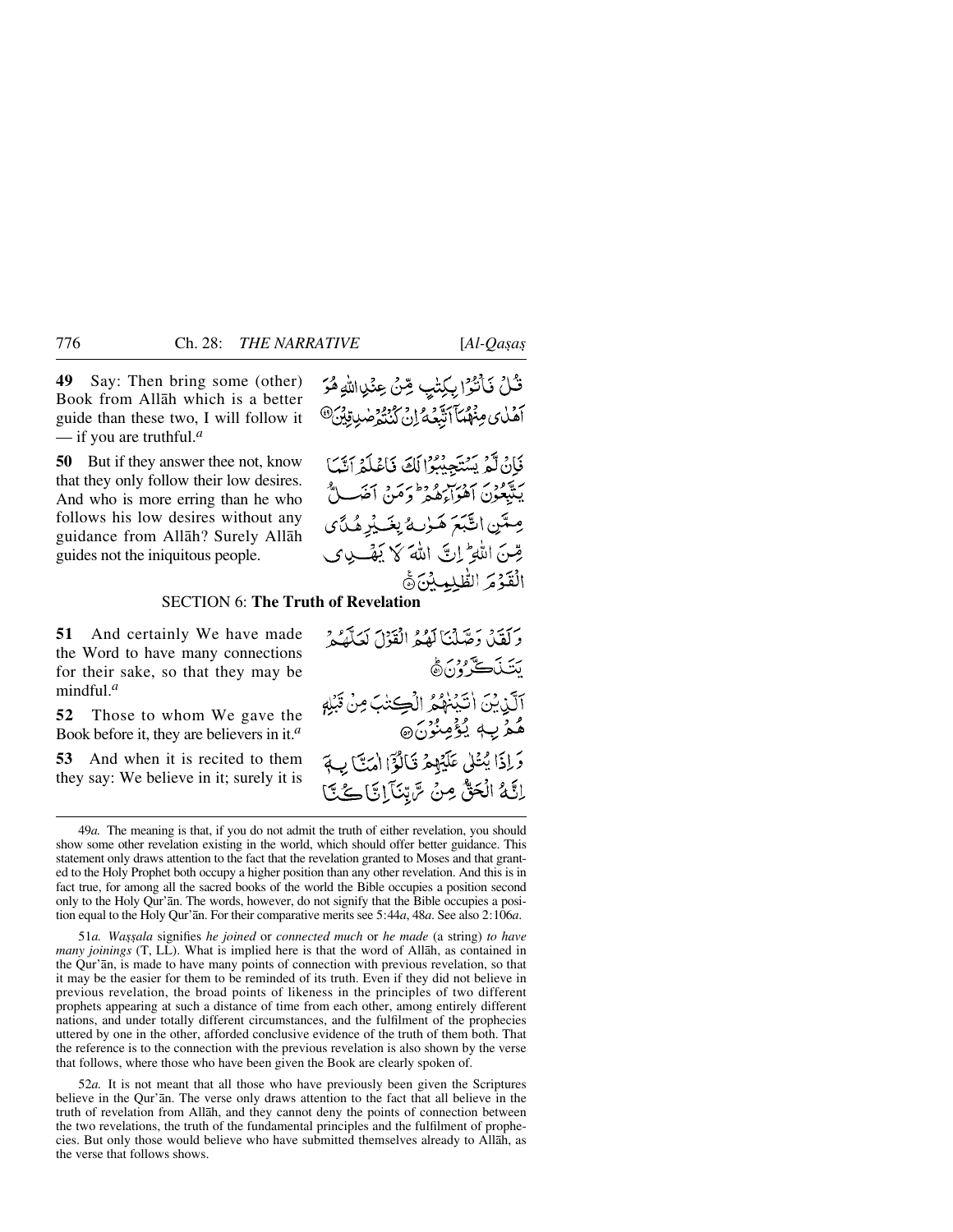**49** Say: Then bring some (other) Book from Allāh which is a better guide than these two, I will follow it — if you are truthful.[a]

قُلْ فَأْتُوْا بِكِتٰبٍ مِّنْ عِنْدِ اللّٰهِ هُوَ اَهْدٰى مِنْهُمَآ اَتَّبِعْهُ اِنْ كُنْتُمْ صٰدِقِيْنَ ﴿۴۹﴾

**50** But if they answer thee not, know that they only follow their low desires. And who is more erring than he who follows his low desires without any guidance from Allāh? Surely Allāh guides not the iniquitous people.

فَاِنْ لَّمْ يَسْتَجِيْبُوْا لَكَ فَاعْلَمْ اَنَّمَا يَتَّبِعُوْنَ اَهْوَآءَهُمْ ؕ وَمَنْ اَضَلُّ مِمَّنِ اتَّبَعَ هَوٰىهُ بِغَيْرِ هُدًى مِّنَ اللّٰهِ ؕ اِنَّ اللّٰهَ لَا يَهْدِى الْقَوْمَ الظّٰلِمِيْنَ ﴿۵۰﴾

## SECTION 6: **The Truth of Revelation**

**51** And certainly We have made the Word to have many connections for their sake, so that they may be mindful.[a]

وَلَقَدْ وَصَّلْنَا لَهُمُ الْقَوْلَ لَعَلَّهُمْ يَتَذَكَّرُوْنَ ﴿۵۱﴾

**52** Those to whom We gave the Book before it, they are believers in it.[a]

اَلَّذِيْنَ اٰتَيْنٰهُمُ الْكِتٰبَ مِنْ قَبْلِهٖ هُمْ بِهٖ يُؤْمِنُوْنَ ﴿۵۲﴾

**53** And when it is recited to them they say: We believe in it; surely it is

وَاِذَا يُتْلٰى عَلَيْهِمْ قَالُوْٓا اٰمَنَّا بِهٖٓ اِنَّهُ الْحَقُّ مِنْ رَّبِّنَآ اِنَّا كُنَّا

---

49*a.* The meaning is that, if you do not admit the truth of either revelation, you should show some other revelation existing in the world, which should offer better guidance. This statement only draws attention to the fact that the revelation granted to Moses and that granted to the Holy Prophet both occupy a higher position than any other revelation. And this is in fact true, for among all the sacred books of the world the Bible occupies a position second only to the Holy Qur'ān. The words, however, do not signify that the Bible occupies a position equal to the Holy Qur'ān. For their comparative merits see 5:44*a*, 48*a*. See also 2:106*a*.

51*a. Waṣṣala* signifies *he joined* or *connected much* or *he made* (a string) *to have many joinings* (T, LL). What is implied here is that the word of Allāh, as contained in the Qur'ān, is made to have many points of connection with previous revelation, so that it may be the easier for them to be reminded of its truth. Even if they did not believe in previous revelation, the broad points of likeness in the principles of two different prophets appearing at such a distance of time from each other, among entirely different nations, and under totally different circumstances, and the fulfilment of the prophecies uttered by one in the other, afforded conclusive evidence of the truth of them both. That the reference is to the connection with the previous revelation is also shown by the verse that follows, where those who have been given the Book are clearly spoken of.

52*a.* It is not meant that all those who have previously been given the Scriptures believe in the Qur'ān. The verse only draws attention to the fact that all believe in the truth of revelation from Allāh, and they cannot deny the points of connection between the two revelations, the truth of the fundamental principles and the fulfilment of prophecies. But only those would believe who have submitted themselves already to Allāh, as the verse that follows shows.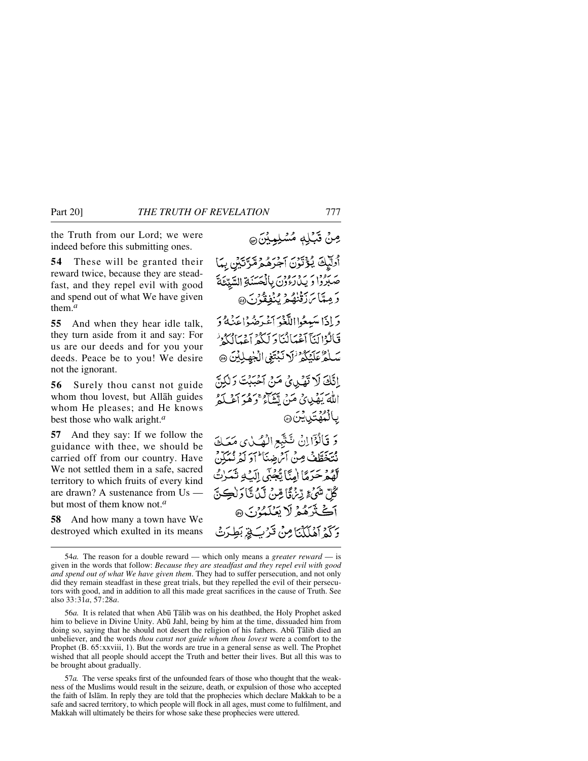the Truth from our Lord; we were indeed before this submitting ones.

مِنْ قَبْلِهٖ مُسْلِمِيْنَ ﴿۵۳﴾

**54** These will be granted their reward twice, because they are steadfast, and they repel evil with good and spend out of what We have given them.[a]

أُولٰٓئِكَ يُؤْتَوْنَ اَجْرَهُمْ مَّرَّتَيْنِ بِمَا صَبَرُوْا وَ يَدْرَءُوْنَ بِالْحَسَنَةِ السَّيِّئَةَ وَ مِمَّا رَزَقْنٰهُمْ يُنْفِقُوْنَ ﴿۵۴﴾

**55** And when they hear idle talk, they turn aside from it and say: For us are our deeds and for you your deeds. Peace be to you! We desire not the ignorant.

وَ اِذَا سَمِعُوا اللَّغْوَ اَعْرَضُوْا عَنْهُ وَ قَالُوْا لَنَآ اَعْمَالُنَا وَ لَكُمْ اَعْمَالُكُمْ ؗ سَلٰمٌ عَلَيْكُمْ ؗ لَا نَبْتَغِي الْجٰهِلِيْنَ ﴿۵۵﴾

**56** Surely thou canst not guide whom thou lovest, but Allāh guides whom He pleases; and He knows best those who walk aright.[a]

اِنَّكَ لَا تَهْدِيْ مَنْ اَحْبَبْتَ وَ لٰكِنَّ اللّٰهَ يَهْدِيْ مَنْ يَّشَآءُ ۚ وَ هُوَ اَعْلَمُ بِالْمُهْتَدِيْنَ ﴿۵۶﴾

**57** And they say: If we follow the guidance with thee, we should be carried off from our country. Have We not settled them in a safe, sacred territory to which fruits of every kind are drawn? A sustenance from Us — but most of them know not.[a]

وَ قَالُوْٓا اِنْ نَّتَّبِعِ الْهُدٰى مَعَكَ نُتَخَطَّفْ مِنْ اَرْضِنَا ؕ اَوَ لَمْ نُمَكِّنْ لَّهُمْ حَرَمًا اٰمِنًا يُّجْبٰٓى اِلَيْهِ ثَمَرٰتُ كُلِّ شَيْءٍ رِّزْقًا مِّنْ لَّدُنَّا وَ لٰكِنَّ اَكْثَرَهُمْ لَا يَعْلَمُوْنَ ﴿۵۷﴾

**58** And how many a town have We destroyed which exulted in its means

وَ كَمْ اَهْلَكْنَا مِنْ قَرْيَةٍۭ بَطِرَتْ

---

54*a.* The reason for a double reward — which only means a *greater reward* — is given in the words that follow: *Because they are steadfast and they repel evil with good and spend out of what We have given them*. They had to suffer persecution, and not only did they remain steadfast in these great trials, but they repelled the evil of their persecutors with good, and in addition to all this made great sacrifices in the cause of Truth. See also 33:31*a*, 57:28*a*.

56*a.* It is related that when Abū Ṭālib was on his deathbed, the Holy Prophet asked him to believe in Divine Unity. Abū Jahl, being by him at the time, dissuaded him from doing so, saying that he should not desert the religion of his fathers. Abū Ṭālib died an unbeliever, and the words *thou canst not guide whom thou lovest* were a comfort to the Prophet (B. 65:xxviii, 1). But the words are true in a general sense as well. The Prophet wished that all people should accept the Truth and better their lives. But all this was to be brought about gradually.

57*a.* The verse speaks first of the unfounded fears of those who thought that the weakness of the Muslims would result in the seizure, death, or expulsion of those who accepted the faith of Islām. In reply they are told that the prophecies which declare Makkah to be a safe and sacred territory, to which people will flock in all ages, must come to fulfilment, and Makkah will ultimately be theirs for whose sake these prophecies were uttered.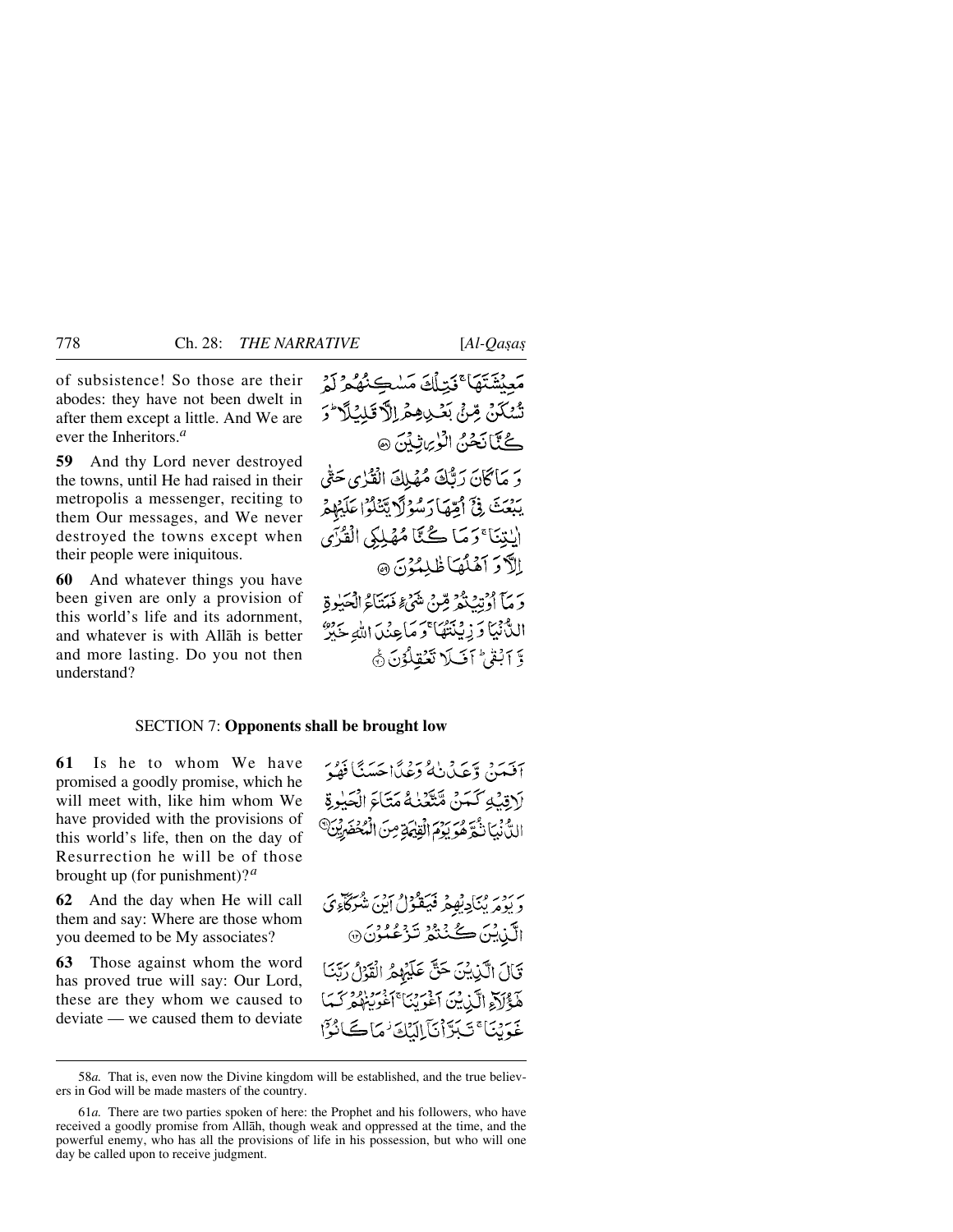of subsistence! So those are their abodes: they have not been dwelt in after them except a little. And We are ever the Inheritors.[a]

مَعِيشَتَهَا ۚ فَتِلْكَ مَسَاكِنُهُمْ لَمْ تُسْكَن مِّن بَعْدِهِمْ إِلَّا قَلِيلًا ۖ وَكُنَّا نَحْنُ الْوَارِثِينَ ﴿٥٨﴾

**59** And thy Lord never destroyed the towns, until He had raised in their metropolis a messenger, reciting to them Our messages, and We never destroyed the towns except when their people were iniquitous.

وَمَا كَانَ رَبُّكَ مُهْلِكَ الْقُرَىٰ حَتَّىٰ يَبْعَثَ فِي أُمِّهَا رَسُولًا يَتْلُو عَلَيْهِمْ آيَاتِنَا ۚ وَمَا كُنَّا مُهْلِكِي الْقُرَىٰ إِلَّا وَأَهْلُهَا ظَالِمُونَ ﴿٥٩﴾

**60** And whatever things you have been given are only a provision of this world's life and its adornment, and whatever is with Allāh is better and more lasting. Do you not then understand?

وَمَا أُوتِيتُم مِّن شَيْءٍ فَمَتَاعُ الْحَيَاةِ الدُّنْيَا وَزِينَتُهَا ۚ وَمَا عِندَ اللَّهِ خَيْرٌ وَأَبْقَىٰ ۚ أَفَلَا تَعْقِلُونَ ﴿٦٠﴾

## SECTION 7: **Opponents shall be brought low**

**61** Is he to whom We have promised a goodly promise, which he will meet with, like him whom We have provided with the provisions of this world's life, then on the day of Resurrection he will be of those brought up (for punishment)?[a]

أَفَمَن وَعَدْنَاهُ وَعْدًا حَسَنًا فَهُوَ لَاقِيهِ كَمَن مَّتَّعْنَاهُ مَتَاعَ الْحَيَاةِ الدُّنْيَا ثُمَّ هُوَ يَوْمَ الْقِيَامَةِ مِنَ الْمُحْضَرِينَ ﴿٦١﴾

**62** And the day when He will call them and say: Where are those whom you deemed to be My associates?

وَيَوْمَ يُنَادِيهِمْ فَيَقُولُ أَيْنَ شُرَكَائِيَ الَّذِينَ كُنتُمْ تَزْعُمُونَ ﴿٦٢﴾

**63** Those against whom the word has proved true will say: Our Lord, these are they whom we caused to deviate — we caused them to deviate

قَالَ الَّذِينَ حَقَّ عَلَيْهِمُ الْقَوْلُ رَبَّنَا هَٰؤُلَاءِ الَّذِينَ أَغْوَيْنَا أَغْوَيْنَاهُمْ كَمَا غَوَيْنَا ۖ تَبَرَّأْنَا إِلَيْكَ ۖ مَا كَانُوا

---

58*a.* That is, even now the Divine kingdom will be established, and the true believers in God will be made masters of the country.

61*a.* There are two parties spoken of here: the Prophet and his followers, who have received a goodly promise from Allāh, though weak and oppressed at the time, and the powerful enemy, who has all the provisions of life in his possession, but who will one day be called upon to receive judgment.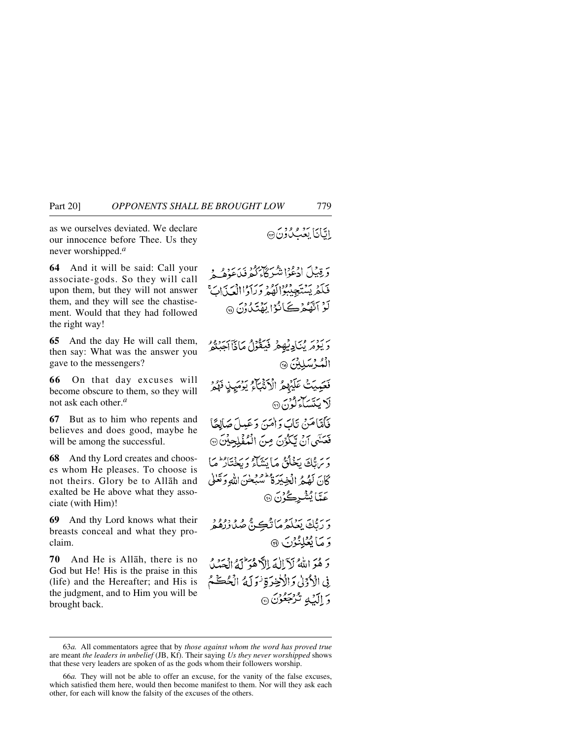as we ourselves deviated. We declare our innocence before Thee. Us they never worshipped.[a]

إِيَّانَا يَعْبُدُونَ ﴿٦٣﴾

**64** And it will be said: Call your associate-gods. So they will call upon them, but they will not answer them, and they will see the chastisement. Would that they had followed the right way!

وَقِيلَ ادْعُوا شُرَكَاءَكُمْ فَدَعَوْهُمْ فَلَمْ يَسْتَجِيبُوا لَهُمْ وَرَأَوُا الْعَذَابَ ۚ لَوْ أَنَّهُمْ كَانُوا يَهْتَدُونَ ﴿٦٤﴾

**65** And the day He will call them, then say: What was the answer you gave to the messengers?

وَيَوْمَ يُنَادِيهِمْ فَيَقُولُ مَاذَا أَجَبْتُمُ الْمُرْسَلِينَ ﴿٦٥﴾

**66** On that day excuses will become obscure to them, so they will not ask each other.[a]

فَعَمِيَتْ عَلَيْهِمُ الْأَنْبَاءُ يَوْمَئِذٍ فَهُمْ لَا يَتَسَاءَلُونَ ﴿٦٦﴾

**67** But as to him who repents and believes and does good, maybe he will be among the successful.

فَأَمَّا مَنْ تَابَ وَآمَنَ وَعَمِلَ صَالِحًا فَعَسَىٰ أَنْ يَكُونَ مِنَ الْمُفْلِحِينَ ﴿٦٧﴾

**68** And thy Lord creates and chooses whom He pleases. To choose is not theirs. Glory be to Allāh and exalted be He above what they associate (with Him)!

وَرَبُّكَ يَخْلُقُ مَا يَشَاءُ وَيَخْتَارُ ۗ مَا كَانَ لَهُمُ الْخِيَرَةُ ۚ سُبْحَانَ اللَّهِ وَتَعَالَىٰ عَمَّا يُشْرِكُونَ ﴿٦٨﴾

**69** And thy Lord knows what their breasts conceal and what they proclaim.

وَرَبُّكَ يَعْلَمُ مَا تُكِنُّ صُدُورُهُمْ وَمَا يُعْلِنُونَ ﴿٦٩﴾

**70** And He is Allāh, there is no God but He! His is the praise in this (life) and the Hereafter; and His is the judgment, and to Him you will be brought back.

وَهُوَ اللَّهُ لَا إِلَٰهَ إِلَّا هُوَ ۖ لَهُ الْحَمْدُ فِي الْأُولَىٰ وَالْآخِرَةِ ۖ وَلَهُ الْحُكْمُ وَإِلَيْهِ تُرْجَعُونَ ﴿٧٠﴾

---

63*a.* All commentators agree that by *those against whom the word has proved true* are meant *the leaders in unbelief* (JB, Kf). Their saying *Us they never worshipped* shows that these very leaders are spoken of as the gods whom their followers worship.

66*a.* They will not be able to offer an excuse, for the vanity of the false excuses, which satisfied them here, would then become manifest to them. Nor will they ask each other, for each will know the falsity of the excuses of the others.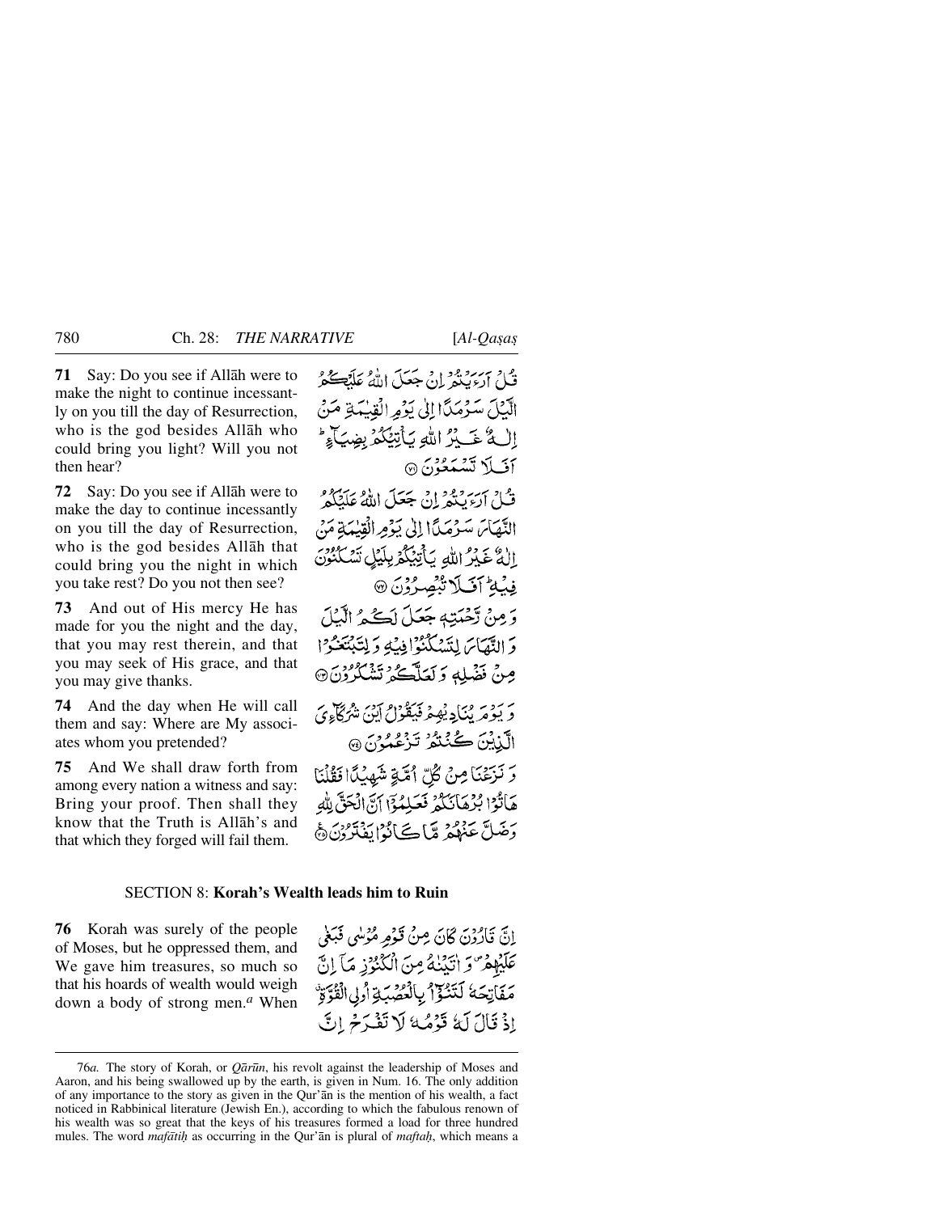**71** Say: Do you see if Allāh were to make the night to continue incessantly on you till the day of Resurrection, who is the god besides Allāh who could bring you light? Will you not then hear?

قُلْ اَرَءَيْتُمْ اِنْ جَعَلَ اللّٰهُ عَلَيْكُمُ الَّيْلَ سَرْمَدًا اِلٰى يَوْمِ الْقِيٰمَةِ مَنْ اِلٰهٌ غَيْرُ اللّٰهِ يَاْتِيْكُمْ بِضِيَآءٍ ؕ اَفَلَا تَسْمَعُوْنَ ﴿۷۱﴾

**72** Say: Do you see if Allāh were to make the day to continue incessantly on you till the day of Resurrection, who is the god besides Allāh that could bring you the night in which you take rest? Do you not then see?

قُلْ اَرَءَيْتُمْ اِنْ جَعَلَ اللّٰهُ عَلَيْكُمُ النَّهَارَ سَرْمَدًا اِلٰى يَوْمِ الْقِيٰمَةِ مَنْ اِلٰهٌ غَيْرُ اللّٰهِ يَاْتِيْكُمْ بِلَيْلٍ تَسْكُنُوْنَ فِيْهِ ؕ اَفَلَا تُبْصِرُوْنَ ﴿۷۲﴾

**73** And out of His mercy He has made for you the night and the day, that you may rest therein, and that you may seek of His grace, and that you may give thanks.

وَ مِنْ رَّحْمَتِهٖ جَعَلَ لَكُمُ الَّيْلَ وَ النَّهَارَ لِتَسْكُنُوْا فِيْهِ وَ لِتَبْتَغُوْا مِنْ فَضْلِهٖ وَ لَعَلَّكُمْ تَشْكُرُوْنَ ﴿۷۳﴾

**74** And the day when He will call them and say: Where are My associates whom you pretended?

وَ يَوْمَ يُنَادِيْهِمْ فَيَقُوْلُ اَيْنَ شُرَكَآءِيَ الَّذِيْنَ كُنْتُمْ تَزْعُمُوْنَ ﴿۷۴﴾

**75** And We shall draw forth from among every nation a witness and say: Bring your proof. Then shall they know that the Truth is Allāh's and that which they forged will fail them.

وَ نَزَعْنَا مِنْ كُلِّ اُمَّةٍ شَهِيْدًا فَقُلْنَا هَاتُوْا بُرْهَانَكُمْ فَعَلِمُوْٓا اَنَّ الْحَقَّ لِلّٰهِ وَ ضَلَّ عَنْهُمْ مَّا كَانُوْا يَفْتَرُوْنَ ﴿۷۵﴾

## SECTION 8: **Korah's Wealth leads him to Ruin**

**76** Korah was surely of the people of Moses, but he oppressed them, and We gave him treasures, so much so that his hoards of wealth would weigh down a body of strong men.[a] When

اِنَّ قَارُوْنَ كَانَ مِنْ قَوْمِ مُوْسٰى فَبَغٰى عَلَيْهِمْ ۪ وَ اٰتَيْنٰهُ مِنَ الْكُنُوْزِ مَاۤ اِنَّ مَفَاتِحَهٗ لَتَنُوْٓاُ بِالْعُصْبَةِ اُولِي الْقُوَّةِ ۗ اِذْ قَالَ لَهٗ قَوْمُهٗ لَا تَفْرَحْ اِنَّ

---

76*a.* The story of Korah, or *Qārūn*, his revolt against the leadership of Moses and Aaron, and his being swallowed up by the earth, is given in Num. 16. The only addition of any importance to the story as given in the Qur'ān is the mention of his wealth, a fact noticed in Rabbinical literature (Jewish En.), according to which the fabulous renown of his wealth was so great that the keys of his treasures formed a load for three hundred mules. The word *mafātiḥ* as occurring in the Qur'ān is plural of *maftaḥ*, which means a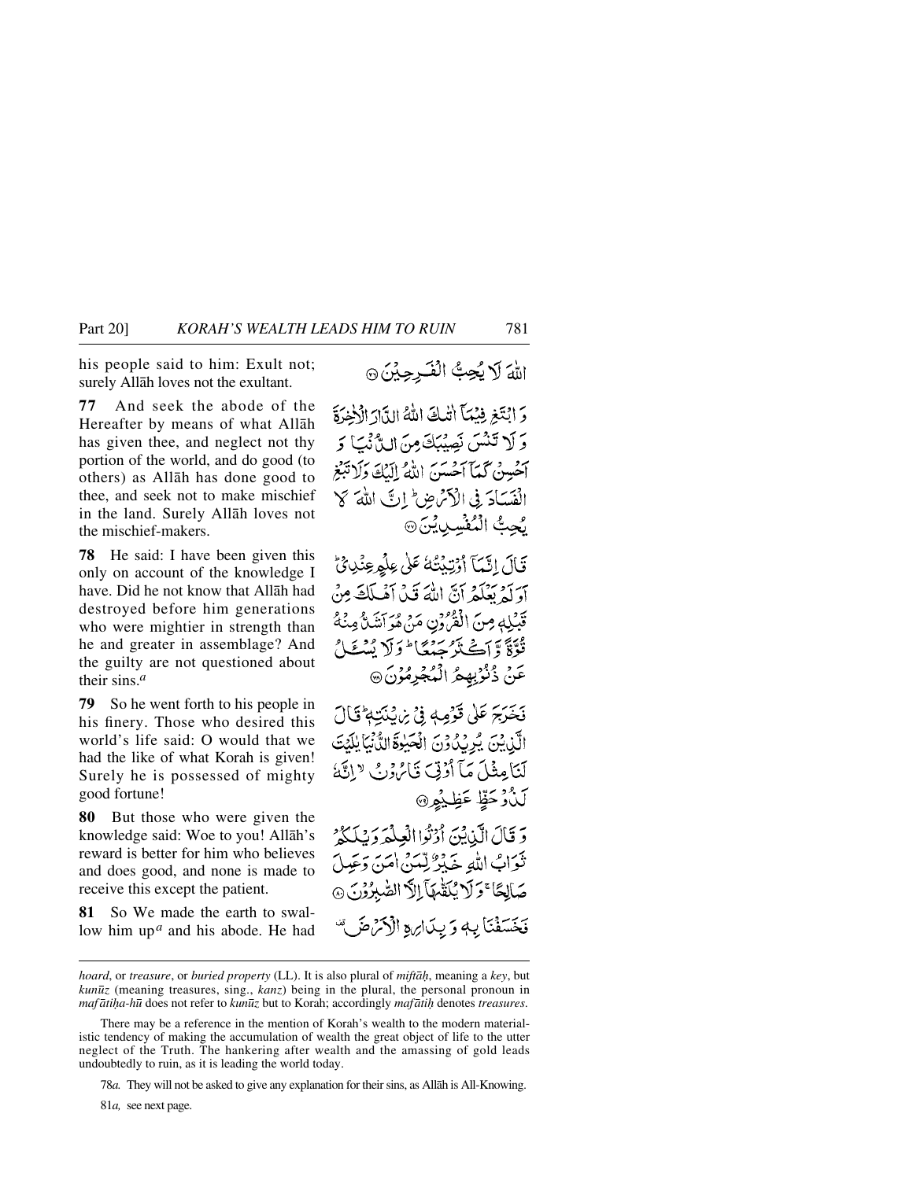his people said to him: Exult not; surely Allāh loves not the exultant.

اللّٰهَ لَا يُحِبُّ الْفَرِحِيْنَ ۝

**77** And seek the abode of the Hereafter by means of what Allāh has given thee, and neglect not thy portion of the world, and do good (to others) as Allāh has done good to thee, and seek not to make mischief in the land. Surely Allāh loves not the mischief-makers.

وَ ابْتَغِ فِيْمَآ اٰتٰىكَ اللّٰهُ الدَّارَ الْاٰخِرَةَ وَ لَا تَنْسَ نَصِيْبَكَ مِنَ الدُّنْيَا وَ اَحْسِنْ كَمَآ اَحْسَنَ اللّٰهُ اِلَيْكَ وَلَا تَبْغِ الْفَسَادَ فِی الْاَرْضِ ۭ اِنَّ اللّٰهَ لَا يُحِبُّ الْمُفْسِدِيْنَ ۝

**78** He said: I have been given this only on account of the knowledge I have. Did he not know that Allāh had destroyed before him generations who were mightier in strength than he and greater in assemblage? And the guilty are not questioned about their sins.[a]

قَالَ اِنَّمَآ اُوْتِيْتُهٗ عَلٰی عِلْمٍ عِنْدِیْ ۭ اَوَلَمْ يَعْلَمْ اَنَّ اللّٰهَ قَدْ اَهْلَكَ مِنْ قَبْلِهٖ مِنَ الْقُرُوْنِ مَنْ هُوَ اَشَدُّ مِنْهُ قُوَّةً وَّ اَكْثَرُ جَمْعًا ۭ وَلَا يُسْـَٔلُ عَنْ ذُنُوْبِهِمُ الْمُجْرِمُوْنَ ۝

**79** So he went forth to his people in his finery. Those who desired this world's life said: O would that we had the like of what Korah is given! Surely he is possessed of mighty good fortune!

فَخَرَجَ عَلٰی قَوْمِهٖ فِیْ زِيْنَتِهٖ ۭ قَالَ الَّذِيْنَ يُرِيْدُوْنَ الْحَيٰوةَ الدُّنْيَا يٰلَيْتَ لَنَا مِثْلَ مَآ اُوْتِیَ قَارُوْنُ ۙ اِنَّهٗ لَذُوْ حَظٍّ عَظِيْمٍ ۝

**80** But those who were given the knowledge said: Woe to you! Allāh's reward is better for him who believes and does good, and none is made to receive this except the patient.

وَ قَالَ الَّذِيْنَ اُوْتُوا الْعِلْمَ وَيْلَكُمْ ثَوَابُ اللّٰهِ خَيْرٌ لِّمَنْ اٰمَنَ وَعَمِلَ صَالِحًا ۚ وَلَا يُلَقّٰىهَآ اِلَّا الصّٰبِرُوْنَ ۝

**81** So We made the earth to swallow him up[a] and his abode. He had

فَخَسَفْنَا بِهٖ وَبِدَارِهِ الْاَرْضَ ۣ

---

*hoard*, or *treasure*, or *buried property* (LL). It is also plural of *miftāḥ*, meaning a *key*, but *kunūz* (meaning treasures, sing., *kanz*) being in the plural, the personal pronoun in *mafātiḥa-hū* does not refer to *kunūz* but to Korah; accordingly *mafātiḥ* denotes *treasures*.

There may be a reference in the mention of Korah's wealth to the modern materialistic tendency of making the accumulation of wealth the great object of life to the utter neglect of the Truth. The hankering after wealth and the amassing of gold leads undoubtedly to ruin, as it is leading the world today.

78*a.* They will not be asked to give any explanation for their sins, as Allāh is All-Knowing.

81*a,* see next page.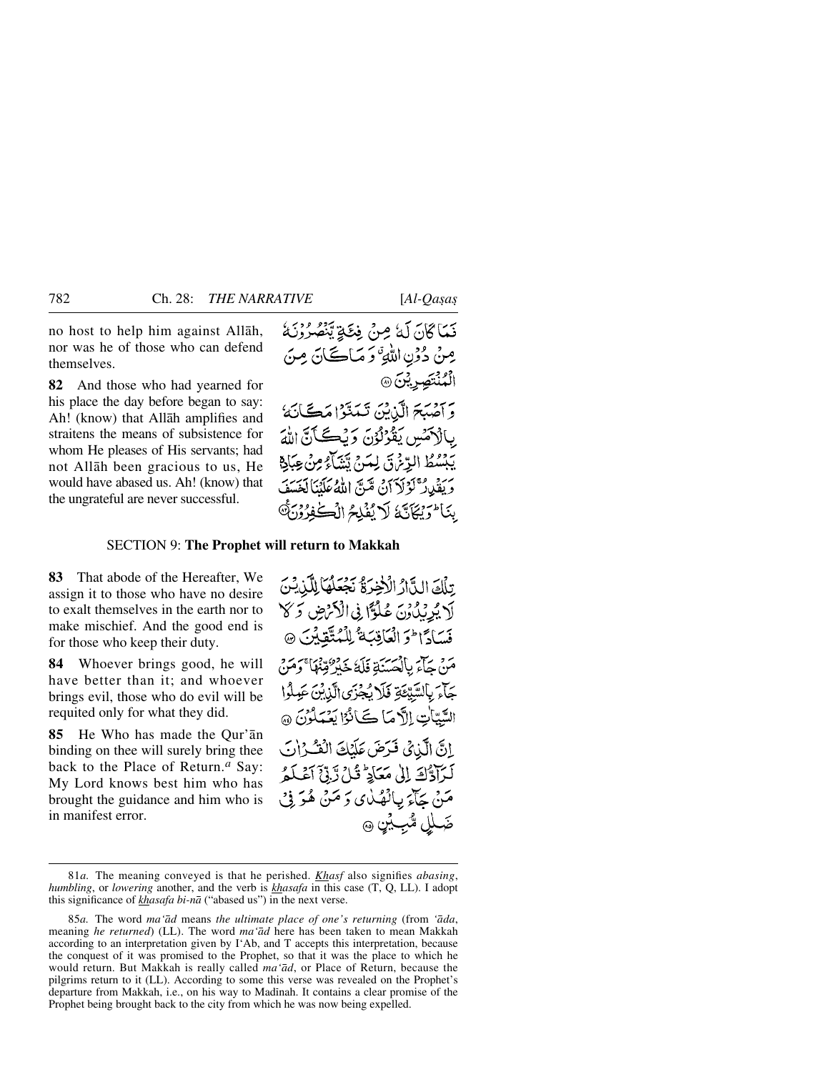no host to help him against Allāh, nor was he of those who can defend themselves.

فَمَا كَانَ لَهٗ مِنْ فِئَةٍ يَّنْصُرُوْنَهٗ مِنْ دُوْنِ اللّٰهِ ۚ وَ مَا كَانَ مِنَ الْمُنْتَصِرِيْنَ ﴿۸۱﴾

**82** And those who had yearned for his place the day before began to say: Ah! (know) that Allāh amplifies and straitens the means of subsistence for whom He pleases of His servants; had not Allāh been gracious to us, He would have abased us. Ah! (know) that the ungrateful are never successful.

وَ اَصْبَحَ الَّذِيْنَ تَمَنَّوْا مَكَانَهٗ بِالْاَمْسِ يَقُوْلُوْنَ وَيْكَاَنَّ اللّٰهَ يَبْسُطُ الرِّزْقَ لِمَنْ يَّشَآءُ مِنْ عِبَادِهٖ وَ يَقْدِرُ ۚ لَوْلَاۤ اَنْ مَّنَّ اللّٰهُ عَلَيْنَا لَخَسَفَ بِنَا ؕ وَيْكَاَنَّهٗ لَا يُفْلِحُ الْكٰفِرُوْنَ ﴿۸۲﴾

## SECTION 9: **The Prophet will return to Makkah**

**83** That abode of the Hereafter, We assign it to those who have no desire to exalt themselves in the earth nor to make mischief. And the good end is for those who keep their duty.

تِلْكَ الدَّارُ الْاٰخِرَةُ نَجْعَلُهَا لِلَّذِيْنَ لَا يُرِيْدُوْنَ عُلُوًّا فِي الْاَرْضِ وَ لَا فَسَادًا ؕ وَ الْعَاقِبَةُ لِلْمُتَّقِيْنَ ﴿۸۳﴾

**84** Whoever brings good, he will have better than it; and whoever brings evil, those who do evil will be requited only for what they did.

مَنْ جَآءَ بِالْحَسَنَةِ فَلَهٗ خَيْرٌ مِّنْهَا ۚ وَ مَنْ جَآءَ بِالسَّيِّئَةِ فَلَا يُجْزَى الَّذِيْنَ عَمِلُوا السَّيِّاٰتِ اِلَّا مَا كَانُوْا يَعْمَلُوْنَ ﴿۸۴﴾

**85** He Who has made the Qur'ān binding on thee will surely bring thee back to the Place of Return.[a] Say: My Lord knows best him who has brought the guidance and him who is in manifest error.

اِنَّ الَّذِيْ فَرَضَ عَلَيْكَ الْقُرْاٰنَ لَرَآدُّكَ اِلٰى مَعَادٍ ؕ قُلْ رَّبِّيْۤ اَعْلَمُ مَنْ جَآءَ بِالْهُدٰى وَ مَنْ هُوَ فِيْ ضَلٰلٍ مُّبِيْنٍ ﴿۸۵﴾

---

81*a*. The meaning conveyed is that he perished. *Khasf* also signifies *abasing*, *humbling*, or *lowering* another, and the verb is *khasafa* in this case (T, Q, LL). I adopt this significance of *khasafa bi-nā* ("abased us") in the next verse.

85*a*. The word *ma'ād* means *the ultimate place of one's returning* (from *'āda*, meaning *he returned*) (LL). The word *ma'ād* here has been taken to mean Makkah according to an interpretation given by I'Ab, and T accepts this interpretation, because the conquest of it was promised to the Prophet, so that it was the place to which he would return. But Makkah is really called *ma'ād*, or Place of Return, because the pilgrims return to it (LL). According to some this verse was revealed on the Prophet's departure from Makkah, i.e., on his way to Madīnah. It contains a clear promise of the Prophet being brought back to the city from which he was now being expelled.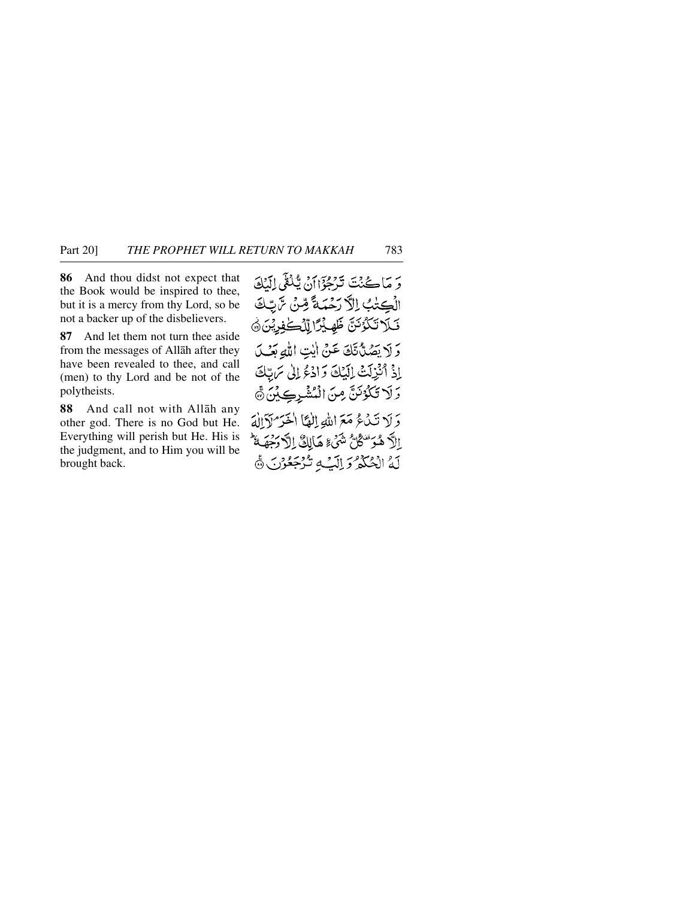**86** And thou didst not expect that the Book would be inspired to thee, but it is a mercy from thy Lord, so be not a backer up of the disbelievers.

وَمَا كُنْتَ تَرْجُوْٓا اَنْ يُّلْقٰٓى اِلَيْكَ الْكِتٰبُ اِلَّا رَحْمَةً مِّنْ رَّبِّكَ فَلَا تَكُوْنَنَّ ظَهِيْرًا لِّلْكٰفِرِيْنَ ﴿۸۶﴾

**87** And let them not turn thee aside from the messages of Allāh after they have been revealed to thee, and call (men) to thy Lord and be not of the polytheists.

وَلَا يَصُدُّنَّكَ عَنْ اٰيٰتِ اللّٰهِ بَعْدَ اِذْ اُنْزِلَتْ اِلَيْكَ وَادْعُ اِلٰى رَبِّكَ وَلَا تَكُوْنَنَّ مِنَ الْمُشْرِكِيْنَ ﴿۸۷﴾

**88** And call not with Allāh any other god. There is no God but He. Everything will perish but He. His is the judgment, and to Him you will be brought back.

وَلَا تَدْعُ مَعَ اللّٰهِ اِلٰهًا اٰخَرَ لَآ اِلٰهَ اِلَّا هُوَ كُلُّ شَيْءٍ هَالِكٌ اِلَّا وَجْهَهٗ لَهُ الْحُكْمُ وَاِلَيْهِ تُرْجَعُوْنَ ﴿۸۸﴾